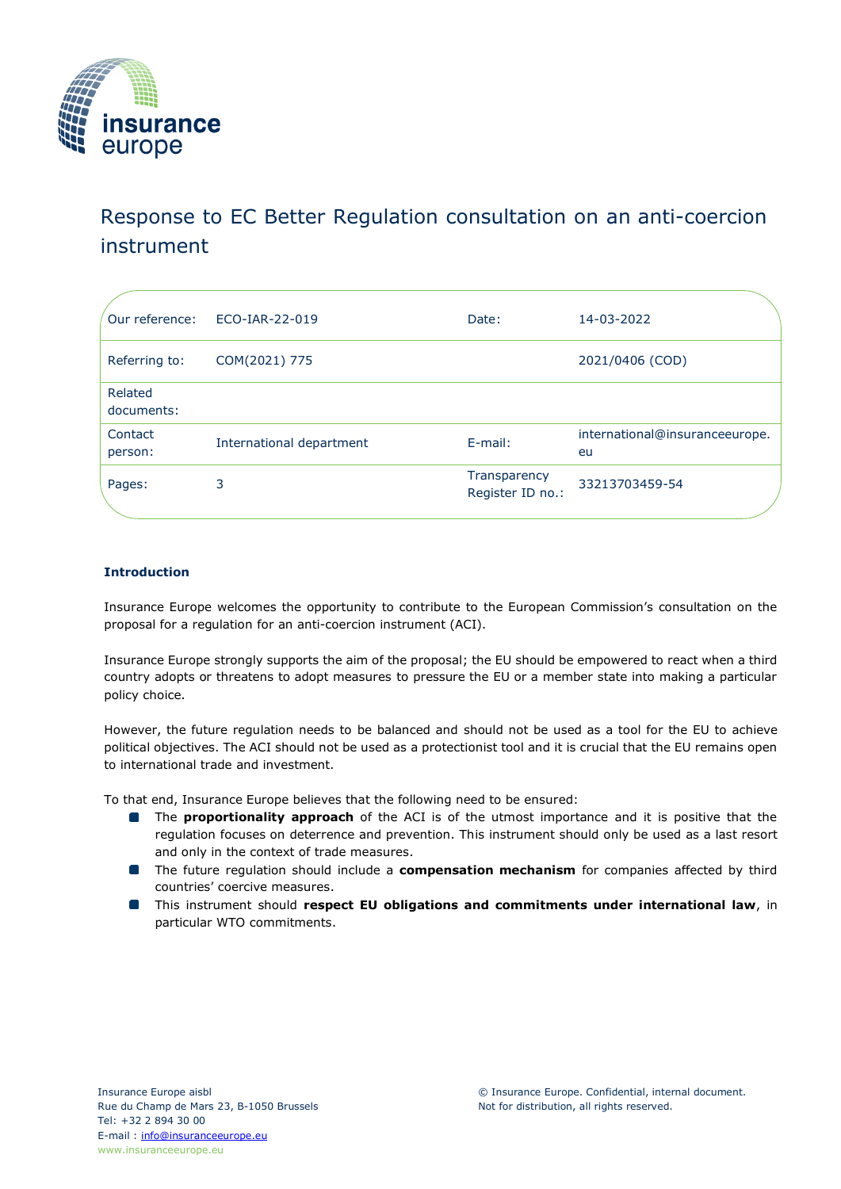# Response to EC Better Regulation consultation on an anti-coercion instrument

| | | | |
|---|---|---|---|
| Our reference: | ECO-IAR-22-019 | Date: | 14-03-2022 |
| Referring to: | COM(2021) 775 | | 2021/0406 (COD) |
| Related documents: | | | |
| Contact person: | International department | E-mail: | international@insuranceeurope.eu |
| Pages: | 3 | Transparency Register ID no.: | 33213703459-54 |

**Introduction**

Insurance Europe welcomes the opportunity to contribute to the European Commission's consultation on the proposal for a regulation for an anti-coercion instrument (ACI).

Insurance Europe strongly supports the aim of the proposal; the EU should be empowered to react when a third country adopts or threatens to adopt measures to pressure the EU or a member state into making a particular policy choice.

However, the future regulation needs to be balanced and should not be used as a tool for the EU to achieve political objectives. The ACI should not be used as a protectionist tool and it is crucial that the EU remains open to international trade and investment.

To that end, Insurance Europe believes that the following need to be ensured:

- The **proportionality approach** of the ACI is of the utmost importance and it is positive that the regulation focuses on deterrence and prevention. This instrument should only be used as a last resort and only in the context of trade measures.
- The future regulation should include a **compensation mechanism** for companies affected by third countries' coercive measures.
- This instrument should **respect EU obligations and commitments under international law**, in particular WTO commitments.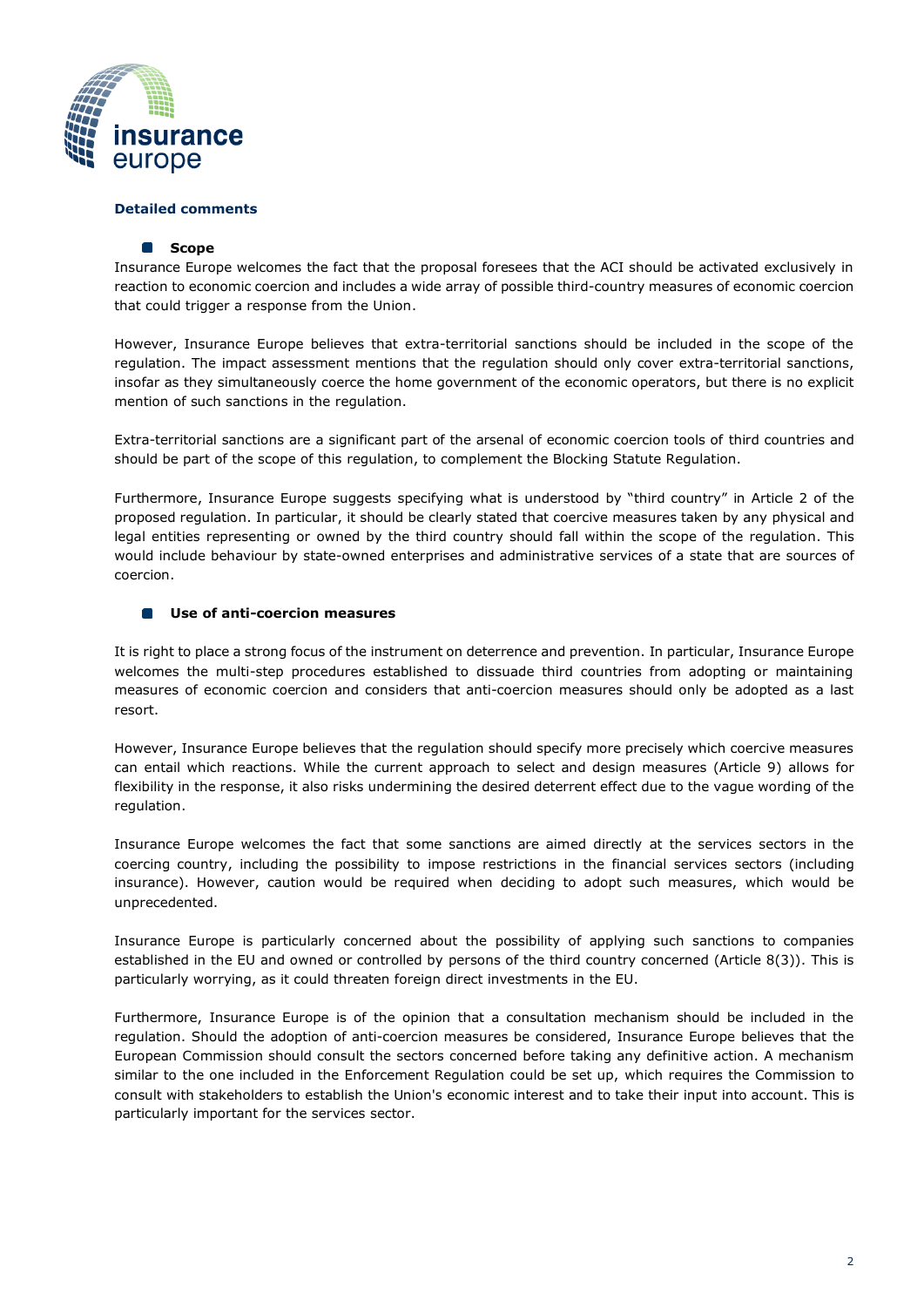## Detailed comments

### Scope

Insurance Europe welcomes the fact that the proposal foresees that the ACI should be activated exclusively in reaction to economic coercion and includes a wide array of possible third-country measures of economic coercion that could trigger a response from the Union.

However, Insurance Europe believes that extra-territorial sanctions should be included in the scope of the regulation. The impact assessment mentions that the regulation should only cover extra-territorial sanctions, insofar as they simultaneously coerce the home government of the economic operators, but there is no explicit mention of such sanctions in the regulation.

Extra-territorial sanctions are a significant part of the arsenal of economic coercion tools of third countries and should be part of the scope of this regulation, to complement the Blocking Statute Regulation.

Furthermore, Insurance Europe suggests specifying what is understood by "third country" in Article 2 of the proposed regulation. In particular, it should be clearly stated that coercive measures taken by any physical and legal entities representing or owned by the third country should fall within the scope of the regulation. This would include behaviour by state-owned enterprises and administrative services of a state that are sources of coercion.

### Use of anti-coercion measures

It is right to place a strong focus of the instrument on deterrence and prevention. In particular, Insurance Europe welcomes the multi-step procedures established to dissuade third countries from adopting or maintaining measures of economic coercion and considers that anti-coercion measures should only be adopted as a last resort.

However, Insurance Europe believes that the regulation should specify more precisely which coercive measures can entail which reactions. While the current approach to select and design measures (Article 9) allows for flexibility in the response, it also risks undermining the desired deterrent effect due to the vague wording of the regulation.

Insurance Europe welcomes the fact that some sanctions are aimed directly at the services sectors in the coercing country, including the possibility to impose restrictions in the financial services sectors (including insurance). However, caution would be required when deciding to adopt such measures, which would be unprecedented.

Insurance Europe is particularly concerned about the possibility of applying such sanctions to companies established in the EU and owned or controlled by persons of the third country concerned (Article 8(3)). This is particularly worrying, as it could threaten foreign direct investments in the EU.

Furthermore, Insurance Europe is of the opinion that a consultation mechanism should be included in the regulation. Should the adoption of anti-coercion measures be considered, Insurance Europe believes that the European Commission should consult the sectors concerned before taking any definitive action. A mechanism similar to the one included in the Enforcement Regulation could be set up, which requires the Commission to consult with stakeholders to establish the Union's economic interest and to take their input into account. This is particularly important for the services sector.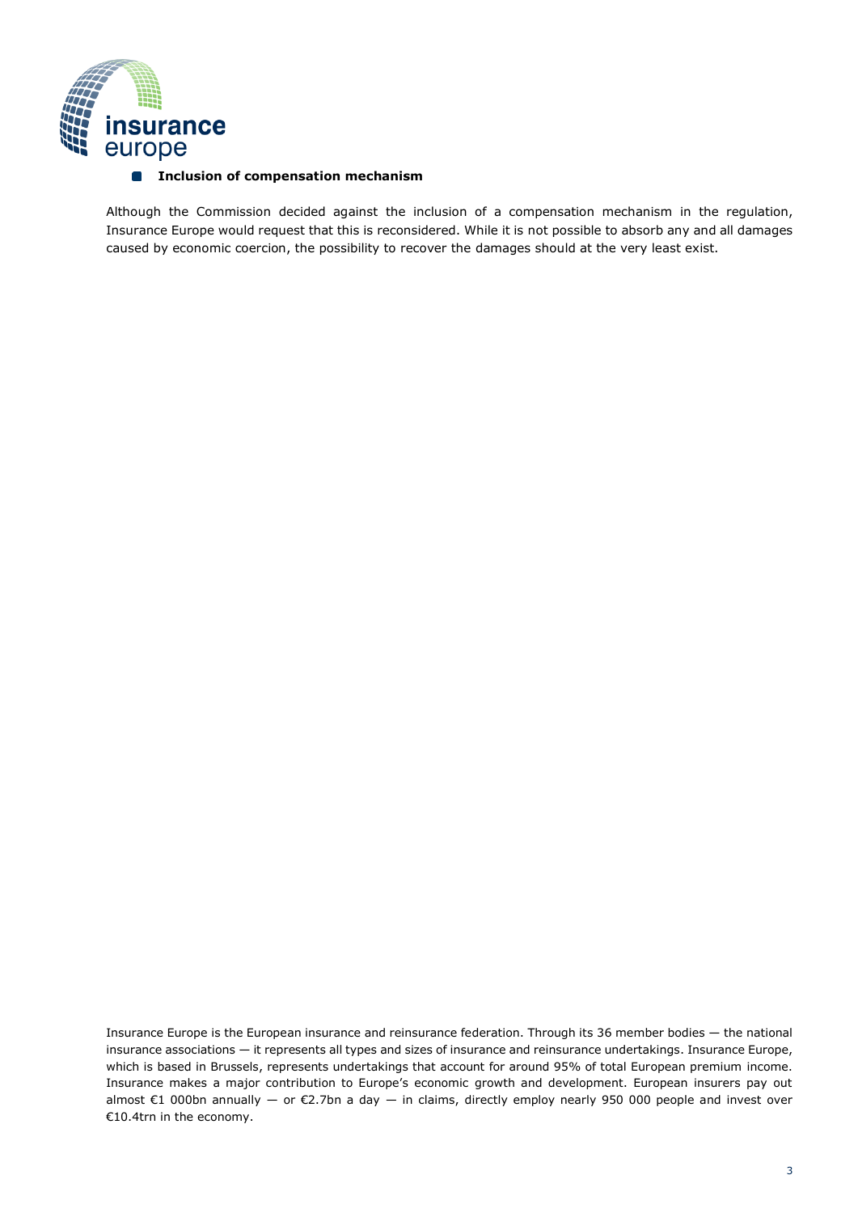- **Inclusion of compensation mechanism**

Although the Commission decided against the inclusion of a compensation mechanism in the regulation, Insurance Europe would request that this is reconsidered. While it is not possible to absorb any and all damages caused by economic coercion, the possibility to recover the damages should at the very least exist.

Insurance Europe is the European insurance and reinsurance federation. Through its 36 member bodies — the national insurance associations — it represents all types and sizes of insurance and reinsurance undertakings. Insurance Europe, which is based in Brussels, represents undertakings that account for around 95% of total European premium income. Insurance makes a major contribution to Europe's economic growth and development. European insurers pay out almost €1 000bn annually — or €2.7bn a day — in claims, directly employ nearly 950 000 people and invest over €10.4trn in the economy.